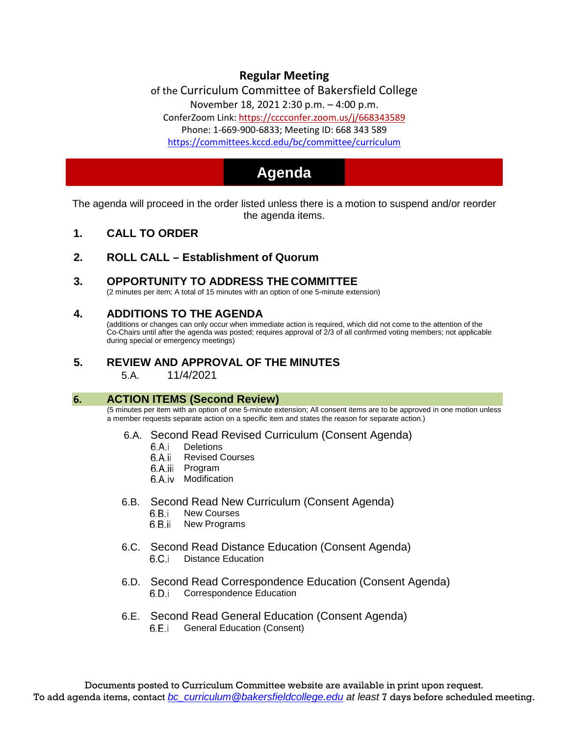## Regular Meeting

of the Curriculum Committee of Bakersfield College

November 18, 2021 2:30 p.m. – 4:00 p.m.

ConferZoom Link: https://cccconfer.zoom.us/j/668343589

Phone: 1-669-900-6833; Meeting ID: 668 343 589

https://committees.kccd.edu/bc/committee/curriculum

# Agenda

The agenda will proceed in the order listed unless there is a motion to suspend and/or reorder the agenda items.

## 1. CALL TO ORDER

## 2. ROLL CALL – Establishment of Quorum

## 3. OPPORTUNITY TO ADDRESS THE COMMITTEE

(2 minutes per item; A total of 15 minutes with an option of one 5-minute extension)

## 4. ADDITIONS TO THE AGENDA

(additions or changes can only occur when immediate action is required, which did not come to the attention of the Co-Chairs until after the agenda was posted; requires approval of 2/3 of all confirmed voting members; not applicable during special or emergency meetings)

## 5. REVIEW AND APPROVAL OF THE MINUTES

5.A. 11/4/2021

## 6. ACTION ITEMS (Second Review)

(5 minutes per item with an option of one 5-minute extension; All consent items are to be approved in one motion unless a member requests separate action on a specific item and states the reason for separate action.)

6.A. Second Read Revised Curriculum (Consent Agenda)
- 6.A.i Deletions
- 6.A.ii Revised Courses
- 6.A.iii Program
- 6.A.iv Modification

6.B. Second Read New Curriculum (Consent Agenda)
- 6.B.i New Courses
- 6.B.ii New Programs

6.C. Second Read Distance Education (Consent Agenda)
- 6.C.i Distance Education

6.D. Second Read Correspondence Education (Consent Agenda)
- 6.D.i Correspondence Education

6.E. Second Read General Education (Consent Agenda)
- 6.E.i General Education (Consent)

Documents posted to Curriculum Committee website are available in print upon request.
To add agenda items, contact *bc_curriculum@bakersfieldcollege.edu at least* 7 days before scheduled meeting.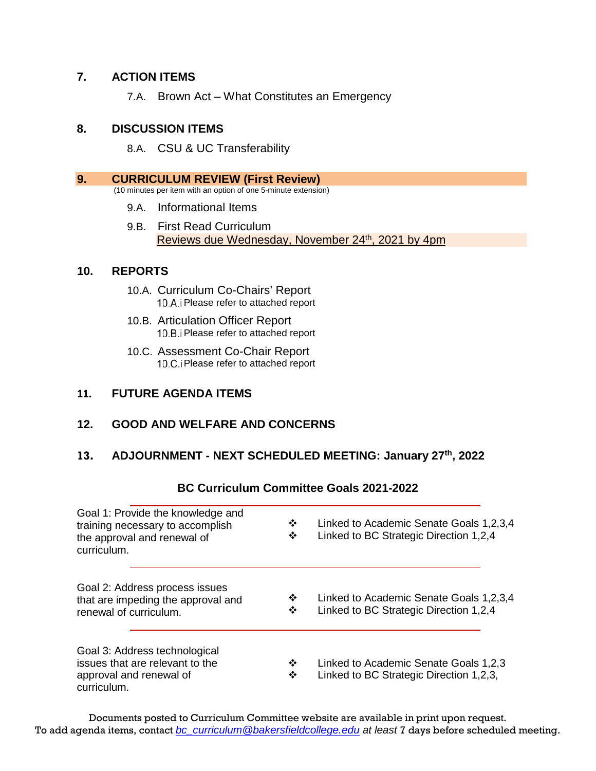## 7. ACTION ITEMS

7.A. Brown Act – What Constitutes an Emergency

## 8. DISCUSSION ITEMS

8.A. CSU & UC Transferability

## 9. CURRICULUM REVIEW (First Review)

(10 minutes per item with an option of one 5-minute extension)

9.A. Informational Items

9.B. First Read Curriculum

Reviews due Wednesday, November 24th, 2021 by 4pm

## 10. REPORTS

10.A. Curriculum Co-Chairs' Report

10.A.i Please refer to attached report

10.B. Articulation Officer Report

10.B.i Please refer to attached report

10.C. Assessment Co-Chair Report

10.C.i Please refer to attached report

## 11. FUTURE AGENDA ITEMS

## 12. GOOD AND WELFARE AND CONCERNS

## 13. ADJOURNMENT - NEXT SCHEDULED MEETING: January 27th, 2022

### BC Curriculum Committee Goals 2021-2022

| | |
|---|---|
| Goal 1: Provide the knowledge and training necessary to accomplish the approval and renewal of curriculum. | ❖ Linked to Academic Senate Goals 1,2,3,4<br>❖ Linked to BC Strategic Direction 1,2,4 |
| Goal 2: Address process issues that are impeding the approval and renewal of curriculum. | ❖ Linked to Academic Senate Goals 1,2,3,4<br>❖ Linked to BC Strategic Direction 1,2,4 |
| Goal 3: Address technological issues that are relevant to the approval and renewal of curriculum. | ❖ Linked to Academic Senate Goals 1,2,3<br>❖ Linked to BC Strategic Direction 1,2,3, |

Documents posted to Curriculum Committee website are available in print upon request.
To add agenda items, contact *bc_curriculum@bakersfieldcollege.edu at least* 7 days before scheduled meeting.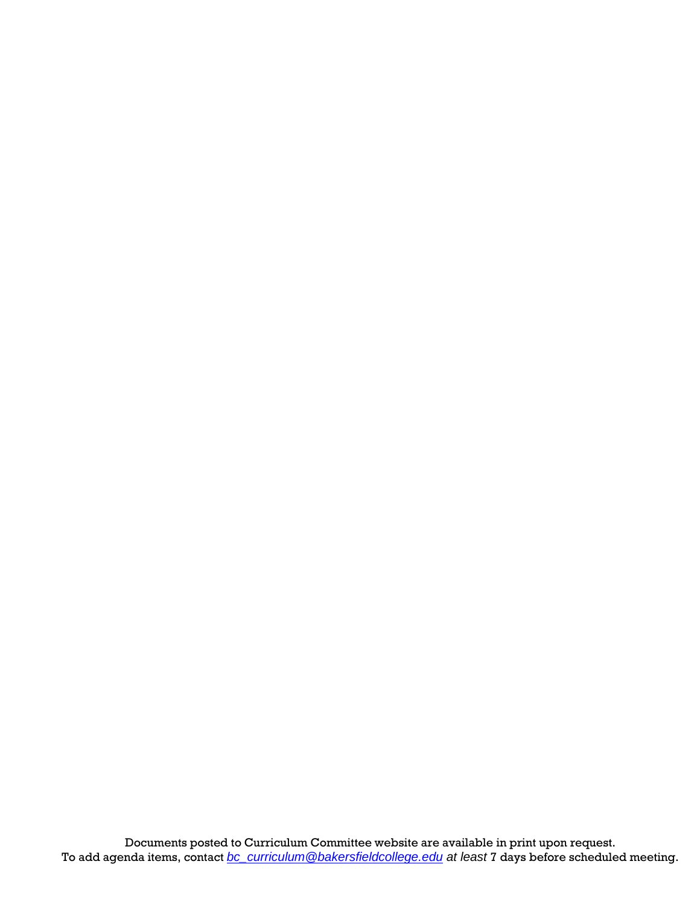Documents posted to Curriculum Committee website are available in print upon request.
To add agenda items, contact *bc_curriculum@bakersfieldcollege.edu* *at least* 7 days before scheduled meeting.